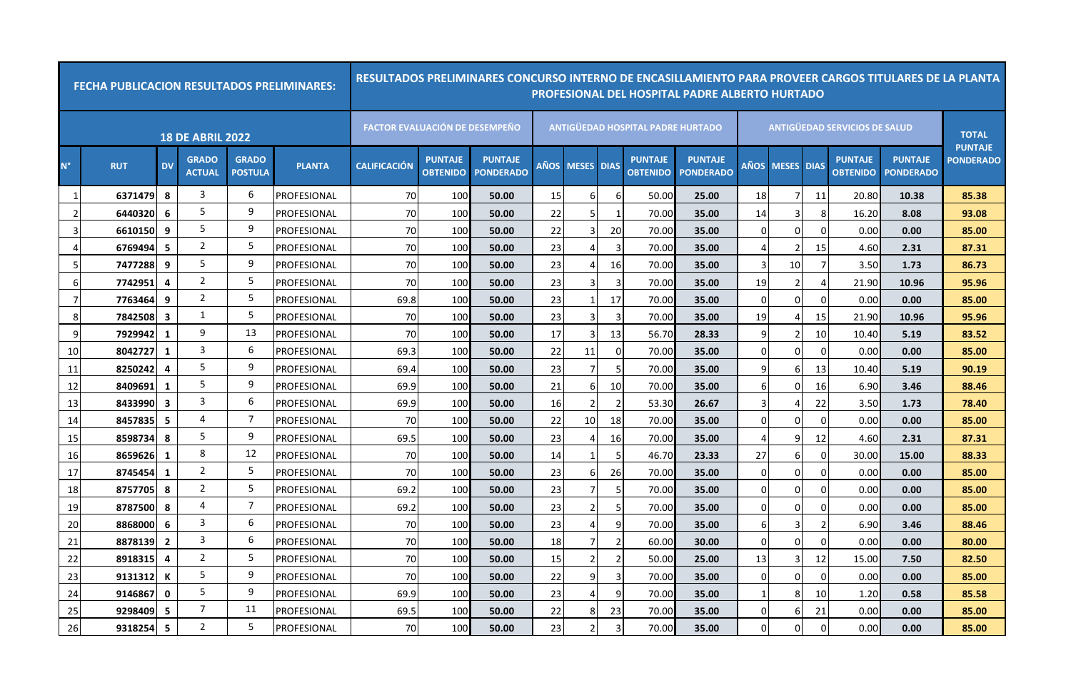| FECHA PUBLICACION RESULTADOS PRELIMINARES: | | | | | | RESULTADOS PRELIMINARES CONCURSO INTERNO DE ENCASILLAMIENTO PARA PROVEER CARGOS TITULARES DE LA PLANTA PROFESIONAL DEL HOSPITAL PADRE ALBERTO HURTADO | | | | | | | | | | | | | | | |
|---|---|---|---|---|---|---|---|---|---|---|---|---|---|---|---|---|---|---|---|---|
| 18 DE ABRIL 2022 | | | | | | FACTOR EVALUACIÓN DE DESEMPEÑO | | | ANTIGÜEDAD HOSPITAL PADRE HURTADO | | | | | ANTIGÜEDAD SERVICIOS DE SALUD | | | | | TOTAL PUNTAJE PONDERADO |
| N° | RUT | DV | GRADO ACTUAL | GRADO POSTULA | PLANTA | CALIFICACIÓN | PUNTAJE OBTENIDO | PUNTAJE PONDERADO | AÑOS | MESES | DIAS | PUNTAJE OBTENIDO | PUNTAJE PONDERADO | AÑOS | MESES | DIAS | PUNTAJE OBTENIDO | PUNTAJE PONDERADO | |
| 1 | 6371479 | 8 | 3 | 6 | PROFESIONAL | 70 | 100 | **50.00** | 15 | 6 | 6 | 50.00 | **25.00** | 18 | 7 | 11 | 20.80 | **10.38** | **85.38** |
| 2 | 6440320 | 6 | 5 | 9 | PROFESIONAL | 70 | 100 | **50.00** | 22 | 5 | 1 | 70.00 | **35.00** | 14 | 3 | 8 | 16.20 | **8.08** | **93.08** |
| 3 | 6610150 | 9 | 5 | 9 | PROFESIONAL | 70 | 100 | **50.00** | 22 | 3 | 20 | 70.00 | **35.00** | 0 | 0 | 0 | 0.00 | **0.00** | **85.00** |
| 4 | 6769494 | 5 | 2 | 5 | PROFESIONAL | 70 | 100 | **50.00** | 23 | 4 | 3 | 70.00 | **35.00** | 4 | 2 | 15 | 4.60 | **2.31** | **87.31** |
| 5 | 7477288 | 9 | 5 | 9 | PROFESIONAL | 70 | 100 | **50.00** | 23 | 4 | 16 | 70.00 | **35.00** | 3 | 10 | 7 | 3.50 | **1.73** | **86.73** |
| 6 | 7742951 | 4 | 2 | 5 | PROFESIONAL | 70 | 100 | **50.00** | 23 | 3 | 3 | 70.00 | **35.00** | 19 | 2 | 4 | 21.90 | **10.96** | **95.96** |
| 7 | 7763464 | 9 | 2 | 5 | PROFESIONAL | 69.8 | 100 | **50.00** | 23 | 1 | 17 | 70.00 | **35.00** | 0 | 0 | 0 | 0.00 | **0.00** | **85.00** |
| 8 | 7842508 | 3 | 1 | 5 | PROFESIONAL | 70 | 100 | **50.00** | 23 | 3 | 3 | 70.00 | **35.00** | 19 | 4 | 15 | 21.90 | **10.96** | **95.96** |
| 9 | 7929942 | 1 | 9 | 13 | PROFESIONAL | 70 | 100 | **50.00** | 17 | 3 | 13 | 56.70 | **28.33** | 9 | 2 | 10 | 10.40 | **5.19** | **83.52** |
| 10 | 8042727 | 1 | 3 | 6 | PROFESIONAL | 69.3 | 100 | **50.00** | 22 | 11 | 0 | 70.00 | **35.00** | 0 | 0 | 0 | 0.00 | **0.00** | **85.00** |
| 11 | 8250242 | 4 | 5 | 9 | PROFESIONAL | 69.4 | 100 | **50.00** | 23 | 7 | 5 | 70.00 | **35.00** | 9 | 6 | 13 | 10.40 | **5.19** | **90.19** |
| 12 | 8409691 | 1 | 5 | 9 | PROFESIONAL | 69.9 | 100 | **50.00** | 21 | 6 | 10 | 70.00 | **35.00** | 6 | 0 | 16 | 6.90 | **3.46** | **88.46** |
| 13 | 8433990 | 3 | 3 | 6 | PROFESIONAL | 69.9 | 100 | **50.00** | 16 | 2 | 2 | 53.30 | **26.67** | 3 | 4 | 22 | 3.50 | **1.73** | **78.40** |
| 14 | 8457835 | 5 | 4 | 7 | PROFESIONAL | 70 | 100 | **50.00** | 22 | 10 | 18 | 70.00 | **35.00** | 0 | 0 | 0 | 0.00 | **0.00** | **85.00** |
| 15 | 8598734 | 8 | 5 | 9 | PROFESIONAL | 69.5 | 100 | **50.00** | 23 | 4 | 16 | 70.00 | **35.00** | 4 | 9 | 12 | 4.60 | **2.31** | **87.31** |
| 16 | 8659626 | 1 | 8 | 12 | PROFESIONAL | 70 | 100 | **50.00** | 14 | 1 | 5 | 46.70 | **23.33** | 27 | 6 | 0 | 30.00 | **15.00** | **88.33** |
| 17 | 8745454 | 1 | 2 | 5 | PROFESIONAL | 70 | 100 | **50.00** | 23 | 6 | 26 | 70.00 | **35.00** | 0 | 0 | 0 | 0.00 | **0.00** | **85.00** |
| 18 | 8757705 | 8 | 2 | 5 | PROFESIONAL | 69.2 | 100 | **50.00** | 23 | 7 | 5 | 70.00 | **35.00** | 0 | 0 | 0 | 0.00 | **0.00** | **85.00** |
| 19 | 8787500 | 8 | 4 | 7 | PROFESIONAL | 69.2 | 100 | **50.00** | 23 | 2 | 5 | 70.00 | **35.00** | 0 | 0 | 0 | 0.00 | **0.00** | **85.00** |
| 20 | 8868000 | 6 | 3 | 6 | PROFESIONAL | 70 | 100 | **50.00** | 23 | 4 | 9 | 70.00 | **35.00** | 6 | 3 | 2 | 6.90 | **3.46** | **88.46** |
| 21 | 8878139 | 2 | 3 | 6 | PROFESIONAL | 70 | 100 | **50.00** | 18 | 7 | 2 | 60.00 | **30.00** | 0 | 0 | 0 | 0.00 | **0.00** | **80.00** |
| 22 | 8918315 | 4 | 2 | 5 | PROFESIONAL | 70 | 100 | **50.00** | 15 | 2 | 2 | 50.00 | **25.00** | 13 | 3 | 12 | 15.00 | **7.50** | **82.50** |
| 23 | 9131312 | K | 5 | 9 | PROFESIONAL | 70 | 100 | **50.00** | 22 | 9 | 3 | 70.00 | **35.00** | 0 | 0 | 0 | 0.00 | **0.00** | **85.00** |
| 24 | 9146867 | 0 | 5 | 9 | PROFESIONAL | 69.9 | 100 | **50.00** | 23 | 4 | 9 | 70.00 | **35.00** | 1 | 8 | 10 | 1.20 | **0.58** | **85.58** |
| 25 | 9298409 | 5 | 7 | 11 | PROFESIONAL | 69.5 | 100 | **50.00** | 22 | 8 | 23 | 70.00 | **35.00** | 0 | 6 | 21 | 0.00 | **0.00** | **85.00** |
| 26 | 9318254 | 5 | 2 | 5 | PROFESIONAL | 70 | 100 | **50.00** | 23 | 2 | 3 | 70.00 | **35.00** | 0 | 0 | 0 | 0.00 | **0.00** | **85.00** |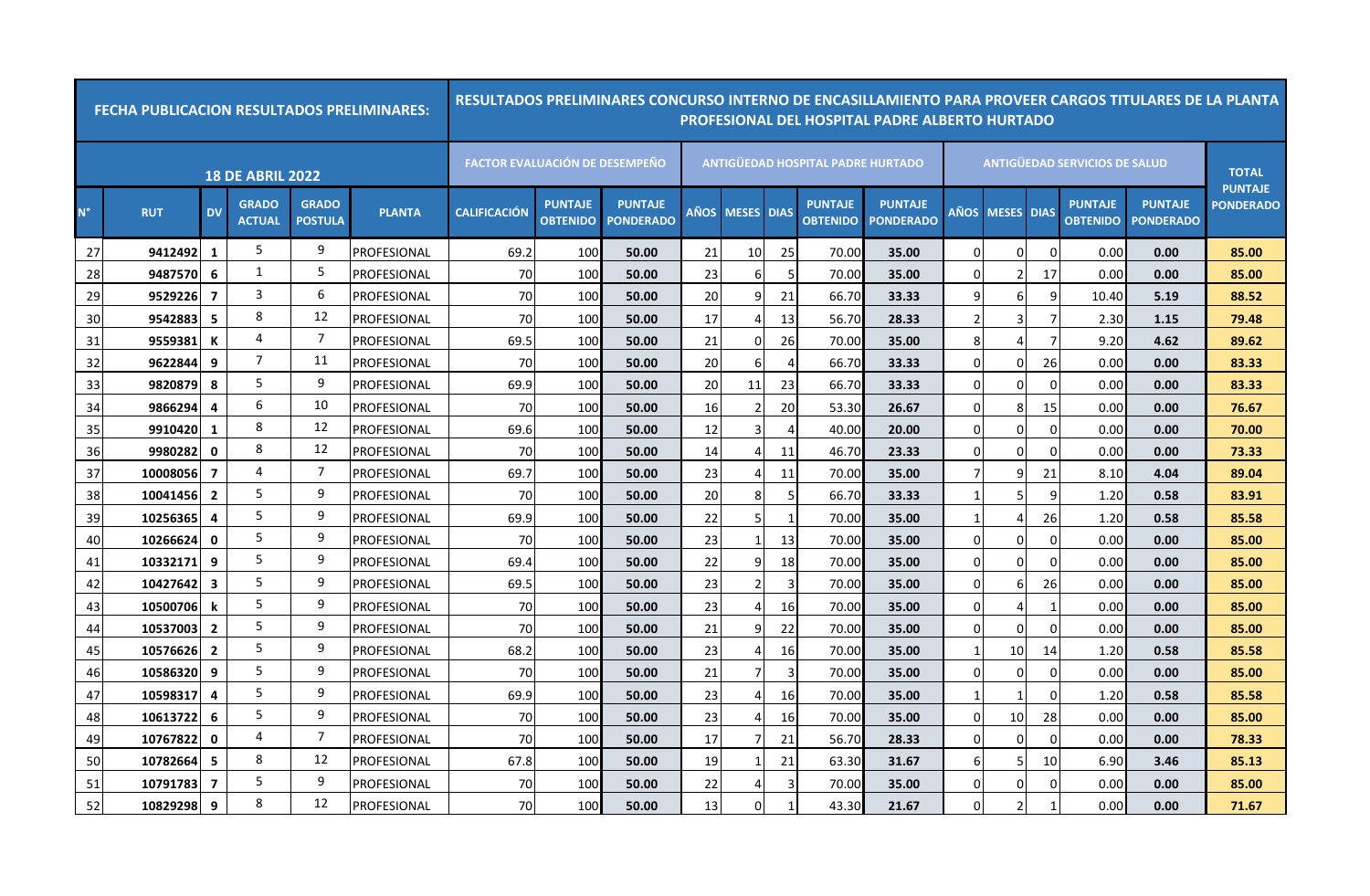| FECHA PUBLICACION RESULTADOS PRELIMINARES: | | | | | | RESULTADOS PRELIMINARES CONCURSO INTERNO DE ENCASILLAMIENTO PARA PROVEER CARGOS TITULARES DE LA PLANTA PROFESIONAL DEL HOSPITAL PADRE ALBERTO HURTADO | | | | | | | | | | | | | | |
|---|---|---|---|---|---|---|---|---|---|---|---|---|---|---|---|---|---|---|---|
| 18 DE ABRIL 2022 | | | | | | FACTOR EVALUACIÓN DE DESEMPEÑO | | | ANTIGÜEDAD HOSPITAL PADRE HURTADO | | | | | ANTIGÜEDAD SERVICIOS DE SALUD | | | | | TOTAL PUNTAJE PONDERADO |
| N° | RUT | DV | GRADO ACTUAL | GRADO POSTULA | PLANTA | CALIFICACIÓN | PUNTAJE OBTENIDO | PUNTAJE PONDERADO | AÑOS | MESES | DIAS | PUNTAJE OBTENIDO | PUNTAJE PONDERADO | AÑOS | MESES | DIAS | PUNTAJE OBTENIDO | PUNTAJE PONDERADO | |
| 27 | 9412492 | 1 | 5 | 9 | PROFESIONAL | 69.2 | 100 | 50.00 | 21 | 10 | 25 | 70.00 | 35.00 | 0 | 0 | 0 | 0.00 | 0.00 | 85.00 |
| 28 | 9487570 | 6 | 1 | 5 | PROFESIONAL | 70 | 100 | 50.00 | 23 | 6 | 5 | 70.00 | 35.00 | 0 | 2 | 17 | 0.00 | 0.00 | 85.00 |
| 29 | 9529226 | 7 | 3 | 6 | PROFESIONAL | 70 | 100 | 50.00 | 20 | 9 | 21 | 66.70 | 33.33 | 9 | 6 | 9 | 10.40 | 5.19 | 88.52 |
| 30 | 9542883 | 5 | 8 | 12 | PROFESIONAL | 70 | 100 | 50.00 | 17 | 4 | 13 | 56.70 | 28.33 | 2 | 3 | 7 | 2.30 | 1.15 | 79.48 |
| 31 | 9559381 | K | 4 | 7 | PROFESIONAL | 69.5 | 100 | 50.00 | 21 | 0 | 26 | 70.00 | 35.00 | 8 | 4 | 7 | 9.20 | 4.62 | 89.62 |
| 32 | 9622844 | 9 | 7 | 11 | PROFESIONAL | 70 | 100 | 50.00 | 20 | 6 | 4 | 66.70 | 33.33 | 0 | 0 | 26 | 0.00 | 0.00 | 83.33 |
| 33 | 9820879 | 8 | 5 | 9 | PROFESIONAL | 69.9 | 100 | 50.00 | 20 | 11 | 23 | 66.70 | 33.33 | 0 | 0 | 0 | 0.00 | 0.00 | 83.33 |
| 34 | 9866294 | 4 | 6 | 10 | PROFESIONAL | 70 | 100 | 50.00 | 16 | 2 | 20 | 53.30 | 26.67 | 0 | 8 | 15 | 0.00 | 0.00 | 76.67 |
| 35 | 9910420 | 1 | 8 | 12 | PROFESIONAL | 69.6 | 100 | 50.00 | 12 | 3 | 4 | 40.00 | 20.00 | 0 | 0 | 0 | 0.00 | 0.00 | 70.00 |
| 36 | 9980282 | 0 | 8 | 12 | PROFESIONAL | 70 | 100 | 50.00 | 14 | 4 | 11 | 46.70 | 23.33 | 0 | 0 | 0 | 0.00 | 0.00 | 73.33 |
| 37 | 10008056 | 7 | 4 | 7 | PROFESIONAL | 69.7 | 100 | 50.00 | 23 | 4 | 11 | 70.00 | 35.00 | 7 | 9 | 21 | 8.10 | 4.04 | 89.04 |
| 38 | 10041456 | 2 | 5 | 9 | PROFESIONAL | 70 | 100 | 50.00 | 20 | 8 | 5 | 66.70 | 33.33 | 1 | 5 | 9 | 1.20 | 0.58 | 83.91 |
| 39 | 10256365 | 4 | 5 | 9 | PROFESIONAL | 69.9 | 100 | 50.00 | 22 | 5 | 1 | 70.00 | 35.00 | 1 | 4 | 26 | 1.20 | 0.58 | 85.58 |
| 40 | 10266624 | 0 | 5 | 9 | PROFESIONAL | 70 | 100 | 50.00 | 23 | 1 | 13 | 70.00 | 35.00 | 0 | 0 | 0 | 0.00 | 0.00 | 85.00 |
| 41 | 10332171 | 9 | 5 | 9 | PROFESIONAL | 69.4 | 100 | 50.00 | 22 | 9 | 18 | 70.00 | 35.00 | 0 | 0 | 0 | 0.00 | 0.00 | 85.00 |
| 42 | 10427642 | 3 | 5 | 9 | PROFESIONAL | 69.5 | 100 | 50.00 | 23 | 2 | 3 | 70.00 | 35.00 | 0 | 6 | 26 | 0.00 | 0.00 | 85.00 |
| 43 | 10500706 | k | 5 | 9 | PROFESIONAL | 70 | 100 | 50.00 | 23 | 4 | 16 | 70.00 | 35.00 | 0 | 4 | 1 | 0.00 | 0.00 | 85.00 |
| 44 | 10537003 | 2 | 5 | 9 | PROFESIONAL | 70 | 100 | 50.00 | 21 | 9 | 22 | 70.00 | 35.00 | 0 | 0 | 0 | 0.00 | 0.00 | 85.00 |
| 45 | 10576626 | 2 | 5 | 9 | PROFESIONAL | 68.2 | 100 | 50.00 | 23 | 4 | 16 | 70.00 | 35.00 | 1 | 10 | 14 | 1.20 | 0.58 | 85.58 |
| 46 | 10586320 | 9 | 5 | 9 | PROFESIONAL | 70 | 100 | 50.00 | 21 | 7 | 3 | 70.00 | 35.00 | 0 | 0 | 0 | 0.00 | 0.00 | 85.00 |
| 47 | 10598317 | 4 | 5 | 9 | PROFESIONAL | 69.9 | 100 | 50.00 | 23 | 4 | 16 | 70.00 | 35.00 | 1 | 1 | 0 | 1.20 | 0.58 | 85.58 |
| 48 | 10613722 | 6 | 5 | 9 | PROFESIONAL | 70 | 100 | 50.00 | 23 | 4 | 16 | 70.00 | 35.00 | 0 | 10 | 28 | 0.00 | 0.00 | 85.00 |
| 49 | 10767822 | 0 | 4 | 7 | PROFESIONAL | 70 | 100 | 50.00 | 17 | 7 | 21 | 56.70 | 28.33 | 0 | 0 | 0 | 0.00 | 0.00 | 78.33 |
| 50 | 10782664 | 5 | 8 | 12 | PROFESIONAL | 67.8 | 100 | 50.00 | 19 | 1 | 21 | 63.30 | 31.67 | 6 | 5 | 10 | 6.90 | 3.46 | 85.13 |
| 51 | 10791783 | 7 | 5 | 9 | PROFESIONAL | 70 | 100 | 50.00 | 22 | 4 | 3 | 70.00 | 35.00 | 0 | 0 | 0 | 0.00 | 0.00 | 85.00 |
| 52 | 10829298 | 9 | 8 | 12 | PROFESIONAL | 70 | 100 | 50.00 | 13 | 0 | 1 | 43.30 | 21.67 | 0 | 2 | 1 | 0.00 | 0.00 | 71.67 |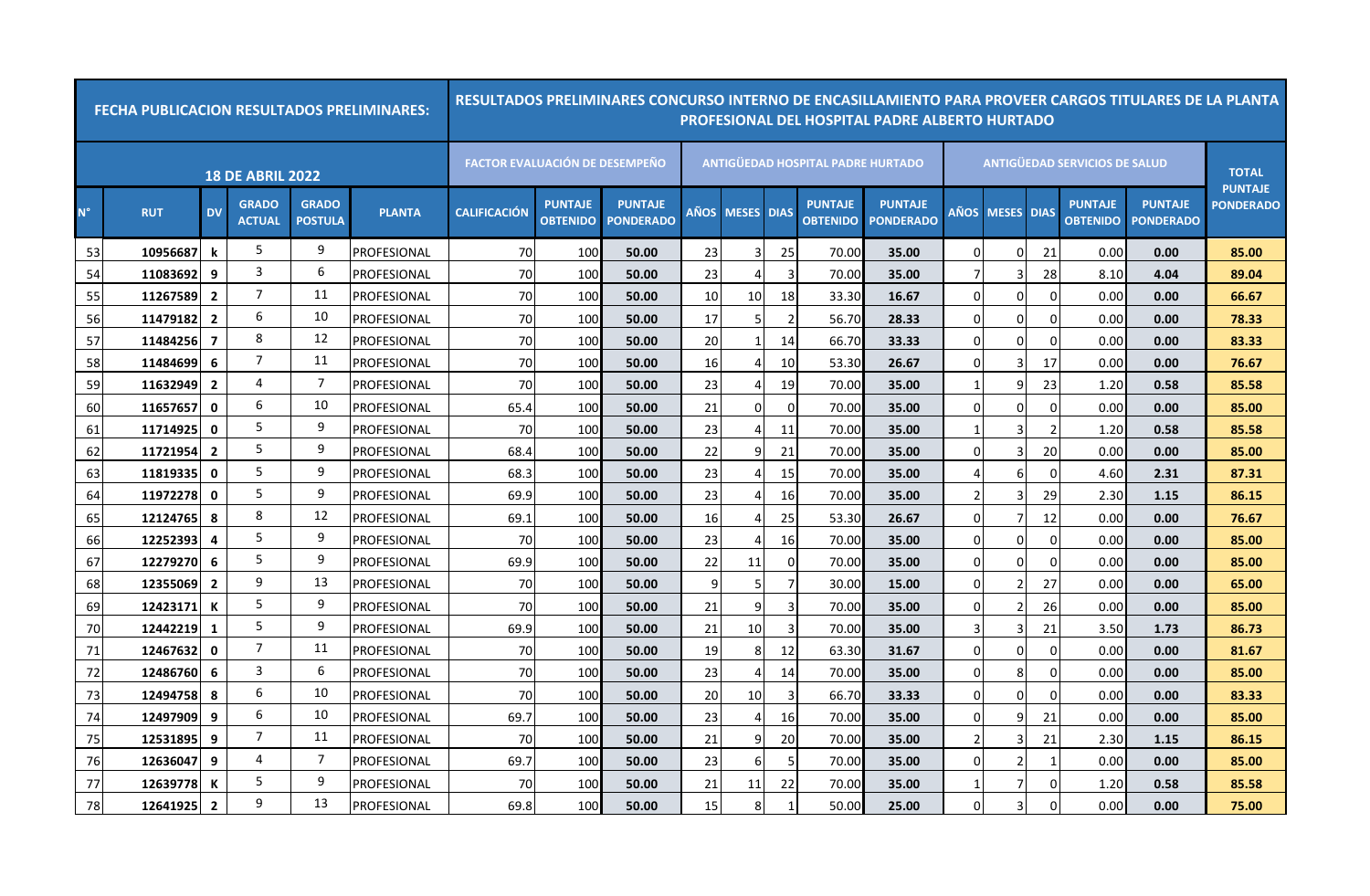| FECHA PUBLICACION RESULTADOS PRELIMINARES: | | | | | | RESULTADOS PRELIMINARES CONCURSO INTERNO DE ENCASILLAMIENTO PARA PROVEER CARGOS TITULARES DE LA PLANTA PROFESIONAL DEL HOSPITAL PADRE ALBERTO HURTADO | | | | | | | | | | | | | | | |
|---|---|---|---|---|---|---|---|---|---|---|---|---|---|---|---|---|---|---|---|---|
| 18 DE ABRIL 2022 | | | | | | FACTOR EVALUACIÓN DE DESEMPEÑO | | | ANTIGÜEDAD HOSPITAL PADRE HURTADO | | | | | ANTIGÜEDAD SERVICIOS DE SALUD | | | | | TOTAL PUNTAJE PONDERADO |
| N° | RUT | DV | GRADO ACTUAL | GRADO POSTULA | PLANTA | CALIFICACIÓN | PUNTAJE OBTENIDO | PUNTAJE PONDERADO | AÑOS | MESES | DIAS | PUNTAJE OBTENIDO | PUNTAJE PONDERADO | AÑOS | MESES | DIAS | PUNTAJE OBTENIDO | PUNTAJE PONDERADO | |
| 53 | 10956687 | k | 5 | 9 | PROFESIONAL | 70 | 100 | 50.00 | 23 | 3 | 25 | 70.00 | 35.00 | 0 | 0 | 21 | 0.00 | 0.00 | 85.00 |
| 54 | 11083692 | 9 | 3 | 6 | PROFESIONAL | 70 | 100 | 50.00 | 23 | 4 | 3 | 70.00 | 35.00 | 7 | 3 | 28 | 8.10 | 4.04 | 89.04 |
| 55 | 11267589 | 2 | 7 | 11 | PROFESIONAL | 70 | 100 | 50.00 | 10 | 10 | 18 | 33.30 | 16.67 | 0 | 0 | 0 | 0.00 | 0.00 | 66.67 |
| 56 | 11479182 | 2 | 6 | 10 | PROFESIONAL | 70 | 100 | 50.00 | 17 | 5 | 2 | 56.70 | 28.33 | 0 | 0 | 0 | 0.00 | 0.00 | 78.33 |
| 57 | 11484256 | 7 | 8 | 12 | PROFESIONAL | 70 | 100 | 50.00 | 20 | 1 | 14 | 66.70 | 33.33 | 0 | 0 | 0 | 0.00 | 0.00 | 83.33 |
| 58 | 11484699 | 6 | 7 | 11 | PROFESIONAL | 70 | 100 | 50.00 | 16 | 4 | 10 | 53.30 | 26.67 | 0 | 3 | 17 | 0.00 | 0.00 | 76.67 |
| 59 | 11632949 | 2 | 4 | 7 | PROFESIONAL | 70 | 100 | 50.00 | 23 | 4 | 19 | 70.00 | 35.00 | 1 | 9 | 23 | 1.20 | 0.58 | 85.58 |
| 60 | 11657657 | 0 | 6 | 10 | PROFESIONAL | 65.4 | 100 | 50.00 | 21 | 0 | 0 | 70.00 | 35.00 | 0 | 0 | 0 | 0.00 | 0.00 | 85.00 |
| 61 | 11714925 | 0 | 5 | 9 | PROFESIONAL | 70 | 100 | 50.00 | 23 | 4 | 11 | 70.00 | 35.00 | 1 | 3 | 2 | 1.20 | 0.58 | 85.58 |
| 62 | 11721954 | 2 | 5 | 9 | PROFESIONAL | 68.4 | 100 | 50.00 | 22 | 9 | 21 | 70.00 | 35.00 | 0 | 3 | 20 | 0.00 | 0.00 | 85.00 |
| 63 | 11819335 | 0 | 5 | 9 | PROFESIONAL | 68.3 | 100 | 50.00 | 23 | 4 | 15 | 70.00 | 35.00 | 4 | 6 | 0 | 4.60 | 2.31 | 87.31 |
| 64 | 11972278 | 0 | 5 | 9 | PROFESIONAL | 69.9 | 100 | 50.00 | 23 | 4 | 16 | 70.00 | 35.00 | 2 | 3 | 29 | 2.30 | 1.15 | 86.15 |
| 65 | 12124765 | 8 | 8 | 12 | PROFESIONAL | 69.1 | 100 | 50.00 | 16 | 4 | 25 | 53.30 | 26.67 | 0 | 7 | 12 | 0.00 | 0.00 | 76.67 |
| 66 | 12252393 | 4 | 5 | 9 | PROFESIONAL | 70 | 100 | 50.00 | 23 | 4 | 16 | 70.00 | 35.00 | 0 | 0 | 0 | 0.00 | 0.00 | 85.00 |
| 67 | 12279270 | 6 | 5 | 9 | PROFESIONAL | 69.9 | 100 | 50.00 | 22 | 11 | 0 | 70.00 | 35.00 | 0 | 0 | 0 | 0.00 | 0.00 | 85.00 |
| 68 | 12355069 | 2 | 9 | 13 | PROFESIONAL | 70 | 100 | 50.00 | 9 | 5 | 7 | 30.00 | 15.00 | 0 | 2 | 27 | 0.00 | 0.00 | 65.00 |
| 69 | 12423171 | K | 5 | 9 | PROFESIONAL | 70 | 100 | 50.00 | 21 | 9 | 3 | 70.00 | 35.00 | 0 | 2 | 26 | 0.00 | 0.00 | 85.00 |
| 70 | 12442219 | 1 | 5 | 9 | PROFESIONAL | 69.9 | 100 | 50.00 | 21 | 10 | 3 | 70.00 | 35.00 | 3 | 3 | 21 | 3.50 | 1.73 | 86.73 |
| 71 | 12467632 | 0 | 7 | 11 | PROFESIONAL | 70 | 100 | 50.00 | 19 | 8 | 12 | 63.30 | 31.67 | 0 | 0 | 0 | 0.00 | 0.00 | 81.67 |
| 72 | 12486760 | 6 | 3 | 6 | PROFESIONAL | 70 | 100 | 50.00 | 23 | 4 | 14 | 70.00 | 35.00 | 0 | 8 | 0 | 0.00 | 0.00 | 85.00 |
| 73 | 12494758 | 8 | 6 | 10 | PROFESIONAL | 70 | 100 | 50.00 | 20 | 10 | 3 | 66.70 | 33.33 | 0 | 0 | 0 | 0.00 | 0.00 | 83.33 |
| 74 | 12497909 | 9 | 6 | 10 | PROFESIONAL | 69.7 | 100 | 50.00 | 23 | 4 | 16 | 70.00 | 35.00 | 0 | 9 | 21 | 0.00 | 0.00 | 85.00 |
| 75 | 12531895 | 9 | 7 | 11 | PROFESIONAL | 70 | 100 | 50.00 | 21 | 9 | 20 | 70.00 | 35.00 | 2 | 3 | 21 | 2.30 | 1.15 | 86.15 |
| 76 | 12636047 | 9 | 4 | 7 | PROFESIONAL | 69.7 | 100 | 50.00 | 23 | 6 | 5 | 70.00 | 35.00 | 0 | 2 | 1 | 0.00 | 0.00 | 85.00 |
| 77 | 12639778 | K | 5 | 9 | PROFESIONAL | 70 | 100 | 50.00 | 21 | 11 | 22 | 70.00 | 35.00 | 1 | 7 | 0 | 1.20 | 0.58 | 85.58 |
| 78 | 12641925 | 2 | 9 | 13 | PROFESIONAL | 69.8 | 100 | 50.00 | 15 | 8 | 1 | 50.00 | 25.00 | 0 | 3 | 0 | 0.00 | 0.00 | 75.00 |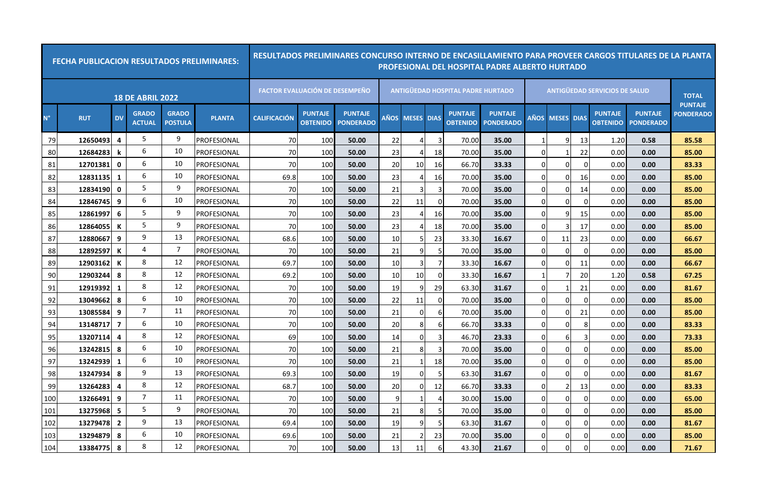| FECHA PUBLICACION RESULTADOS PRELIMINARES: | | | | | | RESULTADOS PRELIMINARES CONCURSO INTERNO DE ENCASILLAMIENTO PARA PROVEER CARGOS TITULARES DE LA PLANTA PROFESIONAL DEL HOSPITAL PADRE ALBERTO HURTADO | | | | | | | | | | | | | | | |
|---|---|---|---|---|---|---|---|---|---|---|---|---|---|---|---|---|---|---|---|---|
| 18 DE ABRIL 2022 | | | | | | FACTOR EVALUACIÓN DE DESEMPEÑO | | | ANTIGÜEDAD HOSPITAL PADRE HURTADO | | | | | ANTIGÜEDAD SERVICIOS DE SALUD | | | | | TOTAL PUNTAJE PONDERADO |
| N° | RUT | DV | GRADO ACTUAL | GRADO POSTULA | PLANTA | CALIFICACIÓN | PUNTAJE OBTENIDO | PUNTAJE PONDERADO | AÑOS | MESES | DIAS | PUNTAJE OBTENIDO | PUNTAJE PONDERADO | AÑOS | MESES | DIAS | PUNTAJE OBTENIDO | PUNTAJE PONDERADO | |
| 79 | 12650493 | 4 | 5 | 9 | PROFESIONAL | 70 | 100 | 50.00 | 22 | 4 | 3 | 70.00 | 35.00 | 1 | 9 | 13 | 1.20 | 0.58 | 85.58 |
| 80 | 12684283 | k | 6 | 10 | PROFESIONAL | 70 | 100 | 50.00 | 23 | 4 | 18 | 70.00 | 35.00 | 0 | 1 | 22 | 0.00 | 0.00 | 85.00 |
| 81 | 12701381 | 0 | 6 | 10 | PROFESIONAL | 70 | 100 | 50.00 | 20 | 10 | 16 | 66.70 | 33.33 | 0 | 0 | 0 | 0.00 | 0.00 | 83.33 |
| 82 | 12831135 | 1 | 6 | 10 | PROFESIONAL | 69.8 | 100 | 50.00 | 23 | 4 | 16 | 70.00 | 35.00 | 0 | 0 | 16 | 0.00 | 0.00 | 85.00 |
| 83 | 12834190 | 0 | 5 | 9 | PROFESIONAL | 70 | 100 | 50.00 | 21 | 3 | 3 | 70.00 | 35.00 | 0 | 0 | 14 | 0.00 | 0.00 | 85.00 |
| 84 | 12846745 | 9 | 6 | 10 | PROFESIONAL | 70 | 100 | 50.00 | 22 | 11 | 0 | 70.00 | 35.00 | 0 | 0 | 0 | 0.00 | 0.00 | 85.00 |
| 85 | 12861997 | 6 | 5 | 9 | PROFESIONAL | 70 | 100 | 50.00 | 23 | 4 | 16 | 70.00 | 35.00 | 0 | 9 | 15 | 0.00 | 0.00 | 85.00 |
| 86 | 12864055 | K | 5 | 9 | PROFESIONAL | 70 | 100 | 50.00 | 23 | 4 | 18 | 70.00 | 35.00 | 0 | 3 | 17 | 0.00 | 0.00 | 85.00 |
| 87 | 12880667 | 9 | 9 | 13 | PROFESIONAL | 68.6 | 100 | 50.00 | 10 | 5 | 23 | 33.30 | 16.67 | 0 | 11 | 23 | 0.00 | 0.00 | 66.67 |
| 88 | 12892597 | K | 4 | 7 | PROFESIONAL | 70 | 100 | 50.00 | 21 | 9 | 5 | 70.00 | 35.00 | 0 | 0 | 0 | 0.00 | 0.00 | 85.00 |
| 89 | 12903162 | K | 8 | 12 | PROFESIONAL | 69.7 | 100 | 50.00 | 10 | 3 | 7 | 33.30 | 16.67 | 0 | 0 | 11 | 0.00 | 0.00 | 66.67 |
| 90 | 12903244 | 8 | 8 | 12 | PROFESIONAL | 69.2 | 100 | 50.00 | 10 | 10 | 0 | 33.30 | 16.67 | 1 | 7 | 20 | 1.20 | 0.58 | 67.25 |
| 91 | 12919392 | 1 | 8 | 12 | PROFESIONAL | 70 | 100 | 50.00 | 19 | 9 | 29 | 63.30 | 31.67 | 0 | 1 | 21 | 0.00 | 0.00 | 81.67 |
| 92 | 13049662 | 8 | 6 | 10 | PROFESIONAL | 70 | 100 | 50.00 | 22 | 11 | 0 | 70.00 | 35.00 | 0 | 0 | 0 | 0.00 | 0.00 | 85.00 |
| 93 | 13085584 | 9 | 7 | 11 | PROFESIONAL | 70 | 100 | 50.00 | 21 | 0 | 6 | 70.00 | 35.00 | 0 | 0 | 21 | 0.00 | 0.00 | 85.00 |
| 94 | 13148717 | 7 | 6 | 10 | PROFESIONAL | 70 | 100 | 50.00 | 20 | 8 | 6 | 66.70 | 33.33 | 0 | 0 | 8 | 0.00 | 0.00 | 83.33 |
| 95 | 13207114 | 4 | 8 | 12 | PROFESIONAL | 69 | 100 | 50.00 | 14 | 0 | 3 | 46.70 | 23.33 | 0 | 6 | 3 | 0.00 | 0.00 | 73.33 |
| 96 | 13242815 | 8 | 6 | 10 | PROFESIONAL | 70 | 100 | 50.00 | 21 | 8 | 3 | 70.00 | 35.00 | 0 | 0 | 0 | 0.00 | 0.00 | 85.00 |
| 97 | 13242939 | 1 | 6 | 10 | PROFESIONAL | 70 | 100 | 50.00 | 21 | 1 | 18 | 70.00 | 35.00 | 0 | 0 | 0 | 0.00 | 0.00 | 85.00 |
| 98 | 13247934 | 8 | 9 | 13 | PROFESIONAL | 69.3 | 100 | 50.00 | 19 | 0 | 5 | 63.30 | 31.67 | 0 | 0 | 0 | 0.00 | 0.00 | 81.67 |
| 99 | 13264283 | 4 | 8 | 12 | PROFESIONAL | 68.7 | 100 | 50.00 | 20 | 0 | 12 | 66.70 | 33.33 | 0 | 2 | 13 | 0.00 | 0.00 | 83.33 |
| 100 | 13266491 | 9 | 7 | 11 | PROFESIONAL | 70 | 100 | 50.00 | 9 | 1 | 4 | 30.00 | 15.00 | 0 | 0 | 0 | 0.00 | 0.00 | 65.00 |
| 101 | 13275968 | 5 | 5 | 9 | PROFESIONAL | 70 | 100 | 50.00 | 21 | 8 | 5 | 70.00 | 35.00 | 0 | 0 | 0 | 0.00 | 0.00 | 85.00 |
| 102 | 13279478 | 2 | 9 | 13 | PROFESIONAL | 69.4 | 100 | 50.00 | 19 | 9 | 5 | 63.30 | 31.67 | 0 | 0 | 0 | 0.00 | 0.00 | 81.67 |
| 103 | 13294879 | 8 | 6 | 10 | PROFESIONAL | 69.6 | 100 | 50.00 | 21 | 2 | 23 | 70.00 | 35.00 | 0 | 0 | 0 | 0.00 | 0.00 | 85.00 |
| 104 | 13384775 | 8 | 8 | 12 | PROFESIONAL | 70 | 100 | 50.00 | 13 | 11 | 6 | 43.30 | 21.67 | 0 | 0 | 0 | 0.00 | 0.00 | 71.67 |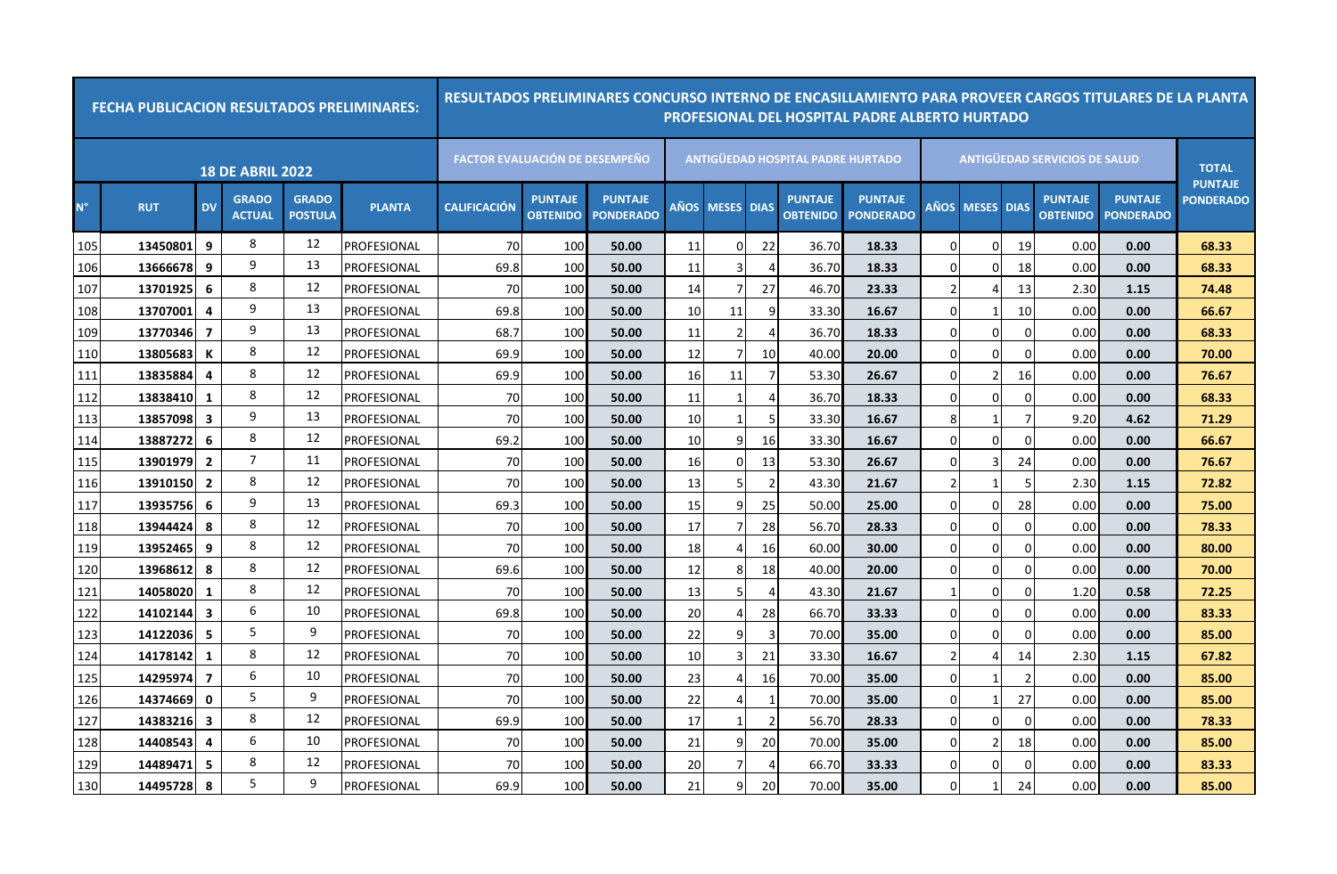| FECHA PUBLICACION RESULTADOS PRELIMINARES: | | | | | | RESULTADOS PRELIMINARES CONCURSO INTERNO DE ENCASILLAMIENTO PARA PROVEER CARGOS TITULARES DE LA PLANTA PROFESIONAL DEL HOSPITAL PADRE ALBERTO HURTADO | | | | | | | | | | | | | | | |
|---|---|---|---|---|---|---|---|---|---|---|---|---|---|---|---|---|---|---|---|---|
| 18 DE ABRIL 2022 | | | | | | FACTOR EVALUACIÓN DE DESEMPEÑO | | | ANTIGÜEDAD HOSPITAL PADRE HURTADO | | | | | ANTIGÜEDAD SERVICIOS DE SALUD | | | | | TOTAL PUNTAJE PONDERADO |
| N° | RUT | DV | GRADO ACTUAL | GRADO POSTULA | PLANTA | CALIFICACIÓN | PUNTAJE OBTENIDO | PUNTAJE PONDERADO | AÑOS | MESES | DIAS | PUNTAJE OBTENIDO | PUNTAJE PONDERADO | AÑOS | MESES | DIAS | PUNTAJE OBTENIDO | PUNTAJE PONDERADO | |
| 105 | 13450801 | 9 | 8 | 12 | PROFESIONAL | 70 | 100 | 50.00 | 11 | 0 | 22 | 36.70 | 18.33 | 0 | 0 | 19 | 0.00 | 0.00 | 68.33 |
| 106 | 13666678 | 9 | 9 | 13 | PROFESIONAL | 69.8 | 100 | 50.00 | 11 | 3 | 4 | 36.70 | 18.33 | 0 | 0 | 18 | 0.00 | 0.00 | 68.33 |
| 107 | 13701925 | 6 | 8 | 12 | PROFESIONAL | 70 | 100 | 50.00 | 14 | 7 | 27 | 46.70 | 23.33 | 2 | 4 | 13 | 2.30 | 1.15 | 74.48 |
| 108 | 13707001 | 4 | 9 | 13 | PROFESIONAL | 69.8 | 100 | 50.00 | 10 | 11 | 9 | 33.30 | 16.67 | 0 | 1 | 10 | 0.00 | 0.00 | 66.67 |
| 109 | 13770346 | 7 | 9 | 13 | PROFESIONAL | 68.7 | 100 | 50.00 | 11 | 2 | 4 | 36.70 | 18.33 | 0 | 0 | 0 | 0.00 | 0.00 | 68.33 |
| 110 | 13805683 | K | 8 | 12 | PROFESIONAL | 69.9 | 100 | 50.00 | 12 | 7 | 10 | 40.00 | 20.00 | 0 | 0 | 0 | 0.00 | 0.00 | 70.00 |
| 111 | 13835884 | 4 | 8 | 12 | PROFESIONAL | 69.9 | 100 | 50.00 | 16 | 11 | 7 | 53.30 | 26.67 | 0 | 2 | 16 | 0.00 | 0.00 | 76.67 |
| 112 | 13838410 | 1 | 8 | 12 | PROFESIONAL | 70 | 100 | 50.00 | 11 | 1 | 4 | 36.70 | 18.33 | 0 | 0 | 0 | 0.00 | 0.00 | 68.33 |
| 113 | 13857098 | 3 | 9 | 13 | PROFESIONAL | 70 | 100 | 50.00 | 10 | 1 | 5 | 33.30 | 16.67 | 8 | 1 | 7 | 9.20 | 4.62 | 71.29 |
| 114 | 13887272 | 6 | 8 | 12 | PROFESIONAL | 69.2 | 100 | 50.00 | 10 | 9 | 16 | 33.30 | 16.67 | 0 | 0 | 0 | 0.00 | 0.00 | 66.67 |
| 115 | 13901979 | 2 | 7 | 11 | PROFESIONAL | 70 | 100 | 50.00 | 16 | 0 | 13 | 53.30 | 26.67 | 0 | 3 | 24 | 0.00 | 0.00 | 76.67 |
| 116 | 13910150 | 2 | 8 | 12 | PROFESIONAL | 70 | 100 | 50.00 | 13 | 5 | 2 | 43.30 | 21.67 | 2 | 1 | 5 | 2.30 | 1.15 | 72.82 |
| 117 | 13935756 | 6 | 9 | 13 | PROFESIONAL | 69.3 | 100 | 50.00 | 15 | 9 | 25 | 50.00 | 25.00 | 0 | 0 | 28 | 0.00 | 0.00 | 75.00 |
| 118 | 13944424 | 8 | 8 | 12 | PROFESIONAL | 70 | 100 | 50.00 | 17 | 7 | 28 | 56.70 | 28.33 | 0 | 0 | 0 | 0.00 | 0.00 | 78.33 |
| 119 | 13952465 | 9 | 8 | 12 | PROFESIONAL | 70 | 100 | 50.00 | 18 | 4 | 16 | 60.00 | 30.00 | 0 | 0 | 0 | 0.00 | 0.00 | 80.00 |
| 120 | 13968612 | 8 | 8 | 12 | PROFESIONAL | 69.6 | 100 | 50.00 | 12 | 8 | 18 | 40.00 | 20.00 | 0 | 0 | 0 | 0.00 | 0.00 | 70.00 |
| 121 | 14058020 | 1 | 8 | 12 | PROFESIONAL | 70 | 100 | 50.00 | 13 | 5 | 4 | 43.30 | 21.67 | 1 | 0 | 0 | 1.20 | 0.58 | 72.25 |
| 122 | 14102144 | 3 | 6 | 10 | PROFESIONAL | 69.8 | 100 | 50.00 | 20 | 4 | 28 | 66.70 | 33.33 | 0 | 0 | 0 | 0.00 | 0.00 | 83.33 |
| 123 | 14122036 | 5 | 5 | 9 | PROFESIONAL | 70 | 100 | 50.00 | 22 | 9 | 3 | 70.00 | 35.00 | 0 | 0 | 0 | 0.00 | 0.00 | 85.00 |
| 124 | 14178142 | 1 | 8 | 12 | PROFESIONAL | 70 | 100 | 50.00 | 10 | 3 | 21 | 33.30 | 16.67 | 2 | 4 | 14 | 2.30 | 1.15 | 67.82 |
| 125 | 14295974 | 7 | 6 | 10 | PROFESIONAL | 70 | 100 | 50.00 | 23 | 4 | 16 | 70.00 | 35.00 | 0 | 1 | 2 | 0.00 | 0.00 | 85.00 |
| 126 | 14374669 | 0 | 5 | 9 | PROFESIONAL | 70 | 100 | 50.00 | 22 | 4 | 1 | 70.00 | 35.00 | 0 | 1 | 27 | 0.00 | 0.00 | 85.00 |
| 127 | 14383216 | 3 | 8 | 12 | PROFESIONAL | 69.9 | 100 | 50.00 | 17 | 1 | 2 | 56.70 | 28.33 | 0 | 0 | 0 | 0.00 | 0.00 | 78.33 |
| 128 | 14408543 | 4 | 6 | 10 | PROFESIONAL | 70 | 100 | 50.00 | 21 | 9 | 20 | 70.00 | 35.00 | 0 | 2 | 18 | 0.00 | 0.00 | 85.00 |
| 129 | 14489471 | 5 | 8 | 12 | PROFESIONAL | 70 | 100 | 50.00 | 20 | 7 | 4 | 66.70 | 33.33 | 0 | 0 | 0 | 0.00 | 0.00 | 83.33 |
| 130 | 14495728 | 8 | 5 | 9 | PROFESIONAL | 69.9 | 100 | 50.00 | 21 | 9 | 20 | 70.00 | 35.00 | 0 | 1 | 24 | 0.00 | 0.00 | 85.00 |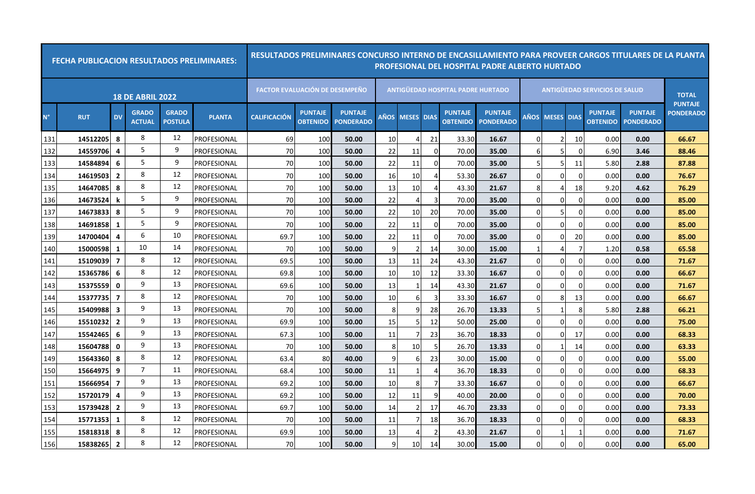| FECHA PUBLICACION RESULTADOS PRELIMINARES: | | | | | | RESULTADOS PRELIMINARES CONCURSO INTERNO DE ENCASILLAMIENTO PARA PROVEER CARGOS TITULARES DE LA PLANTA PROFESIONAL DEL HOSPITAL PADRE ALBERTO HURTADO | | | | | | | | | | | | | | | |
|---|---|---|---|---|---|---|---|---|---|---|---|---|---|---|---|---|---|---|---|---|
| 18 DE ABRIL 2022 | | | | | | FACTOR EVALUACIÓN DE DESEMPEÑO | | | ANTIGÜEDAD HOSPITAL PADRE HURTADO | | | | | ANTIGÜEDAD SERVICIOS DE SALUD | | | | | TOTAL PUNTAJE PONDERADO |
| N° | RUT | DV | GRADO ACTUAL | GRADO POSTULA | PLANTA | CALIFICACIÓN | PUNTAJE OBTENIDO | PUNTAJE PONDERADO | AÑOS | MESES | DIAS | PUNTAJE OBTENIDO | PUNTAJE PONDERADO | AÑOS | MESES | DIAS | PUNTAJE OBTENIDO | PUNTAJE PONDERADO | |
| 131 | 14512205 | 8 | 8 | 12 | PROFESIONAL | 69 | 100 | 50.00 | 10 | 4 | 21 | 33.30 | 16.67 | 0 | 2 | 10 | 0.00 | 0.00 | 66.67 |
| 132 | 14559706 | 4 | 5 | 9 | PROFESIONAL | 70 | 100 | 50.00 | 22 | 11 | 0 | 70.00 | 35.00 | 6 | 5 | 0 | 6.90 | 3.46 | 88.46 |
| 133 | 14584894 | 6 | 5 | 9 | PROFESIONAL | 70 | 100 | 50.00 | 22 | 11 | 0 | 70.00 | 35.00 | 5 | 5 | 11 | 5.80 | 2.88 | 87.88 |
| 134 | 14619503 | 2 | 8 | 12 | PROFESIONAL | 70 | 100 | 50.00 | 16 | 10 | 4 | 53.30 | 26.67 | 0 | 0 | 0 | 0.00 | 0.00 | 76.67 |
| 135 | 14647085 | 8 | 8 | 12 | PROFESIONAL | 70 | 100 | 50.00 | 13 | 10 | 4 | 43.30 | 21.67 | 8 | 4 | 18 | 9.20 | 4.62 | 76.29 |
| 136 | 14673524 | k | 5 | 9 | PROFESIONAL | 70 | 100 | 50.00 | 22 | 4 | 3 | 70.00 | 35.00 | 0 | 0 | 0 | 0.00 | 0.00 | 85.00 |
| 137 | 14673833 | 8 | 5 | 9 | PROFESIONAL | 70 | 100 | 50.00 | 22 | 10 | 20 | 70.00 | 35.00 | 0 | 5 | 0 | 0.00 | 0.00 | 85.00 |
| 138 | 14691858 | 1 | 5 | 9 | PROFESIONAL | 70 | 100 | 50.00 | 22 | 11 | 0 | 70.00 | 35.00 | 0 | 0 | 0 | 0.00 | 0.00 | 85.00 |
| 139 | 14700404 | 4 | 6 | 10 | PROFESIONAL | 69.7 | 100 | 50.00 | 22 | 11 | 0 | 70.00 | 35.00 | 0 | 0 | 20 | 0.00 | 0.00 | 85.00 |
| 140 | 15000598 | 1 | 10 | 14 | PROFESIONAL | 70 | 100 | 50.00 | 9 | 2 | 14 | 30.00 | 15.00 | 1 | 4 | 7 | 1.20 | 0.58 | 65.58 |
| 141 | 15109039 | 7 | 8 | 12 | PROFESIONAL | 69.5 | 100 | 50.00 | 13 | 11 | 24 | 43.30 | 21.67 | 0 | 0 | 0 | 0.00 | 0.00 | 71.67 |
| 142 | 15365786 | 6 | 8 | 12 | PROFESIONAL | 69.8 | 100 | 50.00 | 10 | 10 | 12 | 33.30 | 16.67 | 0 | 0 | 0 | 0.00 | 0.00 | 66.67 |
| 143 | 15375559 | 0 | 9 | 13 | PROFESIONAL | 69.6 | 100 | 50.00 | 13 | 1 | 14 | 43.30 | 21.67 | 0 | 0 | 0 | 0.00 | 0.00 | 71.67 |
| 144 | 15377735 | 7 | 8 | 12 | PROFESIONAL | 70 | 100 | 50.00 | 10 | 6 | 3 | 33.30 | 16.67 | 0 | 8 | 13 | 0.00 | 0.00 | 66.67 |
| 145 | 15409988 | 3 | 9 | 13 | PROFESIONAL | 70 | 100 | 50.00 | 8 | 9 | 28 | 26.70 | 13.33 | 5 | 1 | 8 | 5.80 | 2.88 | 66.21 |
| 146 | 15510232 | 2 | 9 | 13 | PROFESIONAL | 69.9 | 100 | 50.00 | 15 | 5 | 12 | 50.00 | 25.00 | 0 | 0 | 0 | 0.00 | 0.00 | 75.00 |
| 147 | 15542465 | 6 | 9 | 13 | PROFESIONAL | 67.3 | 100 | 50.00 | 11 | 7 | 23 | 36.70 | 18.33 | 0 | 0 | 17 | 0.00 | 0.00 | 68.33 |
| 148 | 15604788 | 0 | 9 | 13 | PROFESIONAL | 70 | 100 | 50.00 | 8 | 10 | 5 | 26.70 | 13.33 | 0 | 1 | 14 | 0.00 | 0.00 | 63.33 |
| 149 | 15643360 | 8 | 8 | 12 | PROFESIONAL | 63.4 | 80 | 40.00 | 9 | 6 | 23 | 30.00 | 15.00 | 0 | 0 | 0 | 0.00 | 0.00 | 55.00 |
| 150 | 15664975 | 9 | 7 | 11 | PROFESIONAL | 68.4 | 100 | 50.00 | 11 | 1 | 4 | 36.70 | 18.33 | 0 | 0 | 0 | 0.00 | 0.00 | 68.33 |
| 151 | 15666954 | 7 | 9 | 13 | PROFESIONAL | 69.2 | 100 | 50.00 | 10 | 8 | 7 | 33.30 | 16.67 | 0 | 0 | 0 | 0.00 | 0.00 | 66.67 |
| 152 | 15720179 | 4 | 9 | 13 | PROFESIONAL | 69.2 | 100 | 50.00 | 12 | 11 | 9 | 40.00 | 20.00 | 0 | 0 | 0 | 0.00 | 0.00 | 70.00 |
| 153 | 15739428 | 2 | 9 | 13 | PROFESIONAL | 69.7 | 100 | 50.00 | 14 | 2 | 17 | 46.70 | 23.33 | 0 | 0 | 0 | 0.00 | 0.00 | 73.33 |
| 154 | 15771353 | 1 | 8 | 12 | PROFESIONAL | 70 | 100 | 50.00 | 11 | 7 | 18 | 36.70 | 18.33 | 0 | 0 | 0 | 0.00 | 0.00 | 68.33 |
| 155 | 15818318 | 8 | 8 | 12 | PROFESIONAL | 69.9 | 100 | 50.00 | 13 | 4 | 2 | 43.30 | 21.67 | 0 | 1 | 1 | 0.00 | 0.00 | 71.67 |
| 156 | 15838265 | 2 | 8 | 12 | PROFESIONAL | 70 | 100 | 50.00 | 9 | 10 | 14 | 30.00 | 15.00 | 0 | 0 | 0 | 0.00 | 0.00 | 65.00 |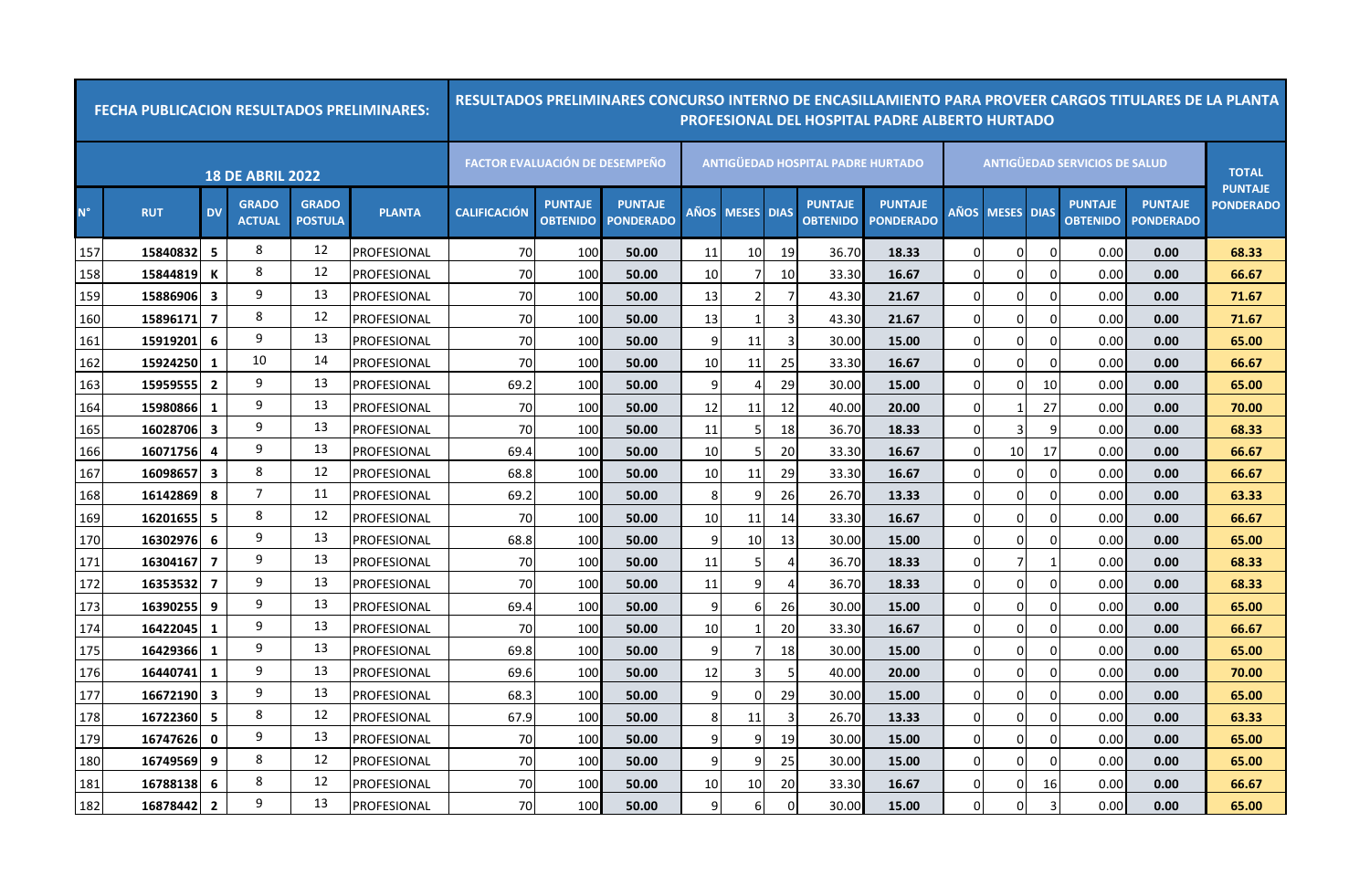| FECHA PUBLICACION RESULTADOS PRELIMINARES: | | | | | | RESULTADOS PRELIMINARES CONCURSO INTERNO DE ENCASILLAMIENTO PARA PROVEER CARGOS TITULARES DE LA PLANTA PROFESIONAL DEL HOSPITAL PADRE ALBERTO HURTADO | | | | | | | | | | | | | | | |
|---|---|---|---|---|---|---|---|---|---|---|---|---|---|---|---|---|---|---|---|---|
| 18 DE ABRIL 2022 | | | | | | FACTOR EVALUACIÓN DE DESEMPEÑO | | | ANTIGÜEDAD HOSPITAL PADRE HURTADO | | | | | ANTIGÜEDAD SERVICIOS DE SALUD | | | | | TOTAL PUNTAJE PONDERADO |
| N° | RUT | DV | GRADO ACTUAL | GRADO POSTULA | PLANTA | CALIFICACIÓN | PUNTAJE OBTENIDO | PUNTAJE PONDERADO | AÑOS | MESES | DIAS | PUNTAJE OBTENIDO | PUNTAJE PONDERADO | AÑOS | MESES | DIAS | PUNTAJE OBTENIDO | PUNTAJE PONDERADO | |
| 157 | 15840832 | 5 | 8 | 12 | PROFESIONAL | 70 | 100 | 50.00 | 11 | 10 | 19 | 36.70 | 18.33 | 0 | 0 | 0 | 0.00 | 0.00 | 68.33 |
| 158 | 15844819 | K | 8 | 12 | PROFESIONAL | 70 | 100 | 50.00 | 10 | 7 | 10 | 33.30 | 16.67 | 0 | 0 | 0 | 0.00 | 0.00 | 66.67 |
| 159 | 15886906 | 3 | 9 | 13 | PROFESIONAL | 70 | 100 | 50.00 | 13 | 2 | 7 | 43.30 | 21.67 | 0 | 0 | 0 | 0.00 | 0.00 | 71.67 |
| 160 | 15896171 | 7 | 8 | 12 | PROFESIONAL | 70 | 100 | 50.00 | 13 | 1 | 3 | 43.30 | 21.67 | 0 | 0 | 0 | 0.00 | 0.00 | 71.67 |
| 161 | 15919201 | 6 | 9 | 13 | PROFESIONAL | 70 | 100 | 50.00 | 9 | 11 | 3 | 30.00 | 15.00 | 0 | 0 | 0 | 0.00 | 0.00 | 65.00 |
| 162 | 15924250 | 1 | 10 | 14 | PROFESIONAL | 70 | 100 | 50.00 | 10 | 11 | 25 | 33.30 | 16.67 | 0 | 0 | 0 | 0.00 | 0.00 | 66.67 |
| 163 | 15959555 | 2 | 9 | 13 | PROFESIONAL | 69.2 | 100 | 50.00 | 9 | 4 | 29 | 30.00 | 15.00 | 0 | 0 | 10 | 0.00 | 0.00 | 65.00 |
| 164 | 15980866 | 1 | 9 | 13 | PROFESIONAL | 70 | 100 | 50.00 | 12 | 11 | 12 | 40.00 | 20.00 | 0 | 1 | 27 | 0.00 | 0.00 | 70.00 |
| 165 | 16028706 | 3 | 9 | 13 | PROFESIONAL | 70 | 100 | 50.00 | 11 | 5 | 18 | 36.70 | 18.33 | 0 | 3 | 9 | 0.00 | 0.00 | 68.33 |
| 166 | 16071756 | 4 | 9 | 13 | PROFESIONAL | 69.4 | 100 | 50.00 | 10 | 5 | 20 | 33.30 | 16.67 | 0 | 10 | 17 | 0.00 | 0.00 | 66.67 |
| 167 | 16098657 | 3 | 8 | 12 | PROFESIONAL | 68.8 | 100 | 50.00 | 10 | 11 | 29 | 33.30 | 16.67 | 0 | 0 | 0 | 0.00 | 0.00 | 66.67 |
| 168 | 16142869 | 8 | 7 | 11 | PROFESIONAL | 69.2 | 100 | 50.00 | 8 | 9 | 26 | 26.70 | 13.33 | 0 | 0 | 0 | 0.00 | 0.00 | 63.33 |
| 169 | 16201655 | 5 | 8 | 12 | PROFESIONAL | 70 | 100 | 50.00 | 10 | 11 | 14 | 33.30 | 16.67 | 0 | 0 | 0 | 0.00 | 0.00 | 66.67 |
| 170 | 16302976 | 6 | 9 | 13 | PROFESIONAL | 68.8 | 100 | 50.00 | 9 | 10 | 13 | 30.00 | 15.00 | 0 | 0 | 0 | 0.00 | 0.00 | 65.00 |
| 171 | 16304167 | 7 | 9 | 13 | PROFESIONAL | 70 | 100 | 50.00 | 11 | 5 | 4 | 36.70 | 18.33 | 0 | 7 | 1 | 0.00 | 0.00 | 68.33 |
| 172 | 16353532 | 7 | 9 | 13 | PROFESIONAL | 70 | 100 | 50.00 | 11 | 9 | 4 | 36.70 | 18.33 | 0 | 0 | 0 | 0.00 | 0.00 | 68.33 |
| 173 | 16390255 | 9 | 9 | 13 | PROFESIONAL | 69.4 | 100 | 50.00 | 9 | 6 | 26 | 30.00 | 15.00 | 0 | 0 | 0 | 0.00 | 0.00 | 65.00 |
| 174 | 16422045 | 1 | 9 | 13 | PROFESIONAL | 70 | 100 | 50.00 | 10 | 1 | 20 | 33.30 | 16.67 | 0 | 0 | 0 | 0.00 | 0.00 | 66.67 |
| 175 | 16429366 | 1 | 9 | 13 | PROFESIONAL | 69.8 | 100 | 50.00 | 9 | 7 | 18 | 30.00 | 15.00 | 0 | 0 | 0 | 0.00 | 0.00 | 65.00 |
| 176 | 16440741 | 1 | 9 | 13 | PROFESIONAL | 69.6 | 100 | 50.00 | 12 | 3 | 5 | 40.00 | 20.00 | 0 | 0 | 0 | 0.00 | 0.00 | 70.00 |
| 177 | 16672190 | 3 | 9 | 13 | PROFESIONAL | 68.3 | 100 | 50.00 | 9 | 0 | 29 | 30.00 | 15.00 | 0 | 0 | 0 | 0.00 | 0.00 | 65.00 |
| 178 | 16722360 | 5 | 8 | 12 | PROFESIONAL | 67.9 | 100 | 50.00 | 8 | 11 | 3 | 26.70 | 13.33 | 0 | 0 | 0 | 0.00 | 0.00 | 63.33 |
| 179 | 16747626 | 0 | 9 | 13 | PROFESIONAL | 70 | 100 | 50.00 | 9 | 9 | 19 | 30.00 | 15.00 | 0 | 0 | 0 | 0.00 | 0.00 | 65.00 |
| 180 | 16749569 | 9 | 8 | 12 | PROFESIONAL | 70 | 100 | 50.00 | 9 | 9 | 25 | 30.00 | 15.00 | 0 | 0 | 0 | 0.00 | 0.00 | 65.00 |
| 181 | 16788138 | 6 | 8 | 12 | PROFESIONAL | 70 | 100 | 50.00 | 10 | 10 | 20 | 33.30 | 16.67 | 0 | 0 | 16 | 0.00 | 0.00 | 66.67 |
| 182 | 16878442 | 2 | 9 | 13 | PROFESIONAL | 70 | 100 | 50.00 | 9 | 6 | 0 | 30.00 | 15.00 | 0 | 0 | 3 | 0.00 | 0.00 | 65.00 |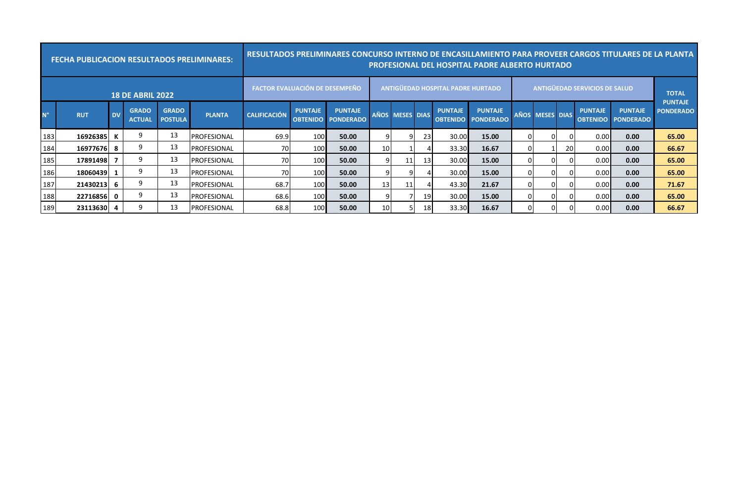| FECHA PUBLICACION RESULTADOS PRELIMINARES: | | | | | | RESULTADOS PRELIMINARES CONCURSO INTERNO DE ENCASILLAMIENTO PARA PROVEER CARGOS TITULARES DE LA PLANTA PROFESIONAL DEL HOSPITAL PADRE ALBERTO HURTADO | | | | | | | | | | | | | | | |
|---|---|---|---|---|---|---|---|---|---|---|---|---|---|---|---|---|---|---|---|---|
| 18 DE ABRIL 2022 | | | | | | FACTOR EVALUACIÓN DE DESEMPEÑO | | | ANTIGÜEDAD HOSPITAL PADRE HURTADO | | | | | ANTIGÜEDAD SERVICIOS DE SALUD | | | | | TOTAL PUNTAJE PONDERADO |
| N° | RUT | DV | GRADO ACTUAL | GRADO POSTULA | PLANTA | CALIFICACIÓN | PUNTAJE OBTENIDO | PUNTAJE PONDERADO | AÑOS | MESES | DIAS | PUNTAJE OBTENIDO | PUNTAJE PONDERADO | AÑOS | MESES | DIAS | PUNTAJE OBTENIDO | PUNTAJE PONDERADO | |
| 183 | **16926385** | **K** | 9 | 13 | PROFESIONAL | 69.9 | 100 | **50.00** | 9 | 9 | 23 | 30.00 | **15.00** | 0 | 0 | 0 | 0.00 | **0.00** | **65.00** |
| 184 | **16977676** | **8** | 9 | 13 | PROFESIONAL | 70 | 100 | **50.00** | 10 | 1 | 4 | 33.30 | **16.67** | 0 | 1 | 20 | 0.00 | **0.00** | **66.67** |
| 185 | **17891498** | **7** | 9 | 13 | PROFESIONAL | 70 | 100 | **50.00** | 9 | 11 | 13 | 30.00 | **15.00** | 0 | 0 | 0 | 0.00 | **0.00** | **65.00** |
| 186 | **18060439** | **1** | 9 | 13 | PROFESIONAL | 70 | 100 | **50.00** | 9 | 9 | 4 | 30.00 | **15.00** | 0 | 0 | 0 | 0.00 | **0.00** | **65.00** |
| 187 | **21430213** | **6** | 9 | 13 | PROFESIONAL | 68.7 | 100 | **50.00** | 13 | 11 | 4 | 43.30 | **21.67** | 0 | 0 | 0 | 0.00 | **0.00** | **71.67** |
| 188 | **22716856** | **0** | 9 | 13 | PROFESIONAL | 68.6 | 100 | **50.00** | 9 | 7 | 19 | 30.00 | **15.00** | 0 | 0 | 0 | 0.00 | **0.00** | **65.00** |
| 189 | **23113630** | **4** | 9 | 13 | PROFESIONAL | 68.8 | 100 | **50.00** | 10 | 5 | 18 | 33.30 | **16.67** | 0 | 0 | 0 | 0.00 | **0.00** | **66.67** |